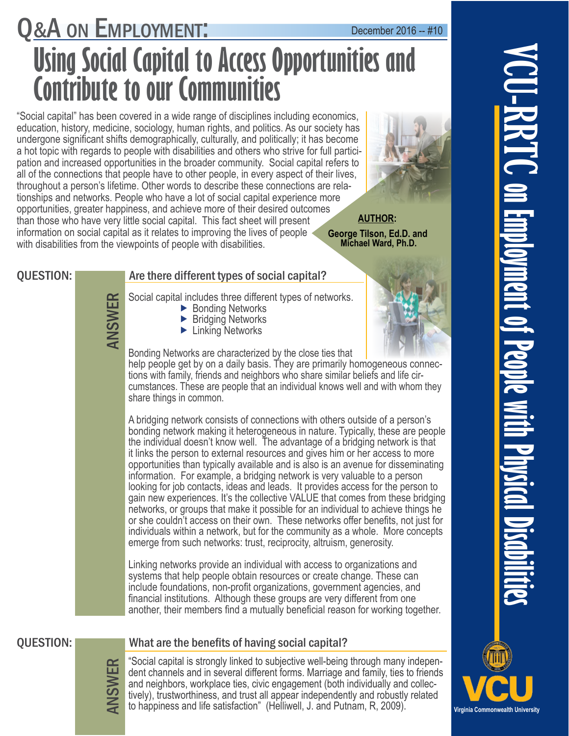# Q&A on Employment:

December 2016 -- #10

# Using Social Capital to Access Opportunities and Contribute to our Communities

"Social capital" has been covered in a wide range of disciplines including economics, education, history, medicine, sociology, human rights, and politics. As our society has undergone significant shifts demographically, culturally, and politically; it has become a hot topic with regards to people with disabilities and others who strive for full participation and increased opportunities in the broader community. Social capital refers to all of the connections that people have to other people, in every aspect of their lives, throughout a person's lifetime. Other words to describe these connections are relationships and networks. People who have a lot of social capital experience more opportunities, greater happiness, and achieve more of their desired outcomes than those who have very little social capital. This fact sheet will present information on social capital as it relates to improving the lives of people with disabilities from the viewpoints of people with disabilities.

**AUTHOR:**
**George Tilson, Ed.D. and Michael Ward, Ph.D.**

## QUESTION: Are there different types of social capital?

**ANSWER**

Social capital includes three different types of networks.

- Bonding Networks
- Bridging Networks
- Linking Networks

Bonding Networks are characterized by the close ties that help people get by on a daily basis. They are primarily homogeneous connections with family, friends and neighbors who share similar beliefs and life circumstances. These are people that an individual knows well and with whom they share things in common.

A bridging network consists of connections with others outside of a person's bonding network making it heterogeneous in nature. Typically, these are people the individual doesn't know well. The advantage of a bridging network is that it links the person to external resources and gives him or her access to more opportunities than typically available and is also is an avenue for disseminating information. For example, a bridging network is very valuable to a person looking for job contacts, ideas and leads. It provides access for the person to gain new experiences. It's the collective VALUE that comes from these bridging networks, or groups that make it possible for an individual to achieve things he or she couldn't access on their own. These networks offer benefits, not just for individuals within a network, but for the community as a whole. More concepts emerge from such networks: trust, reciprocity, altruism, generosity.

Linking networks provide an individual with access to organizations and systems that help people obtain resources or create change. These can include foundations, non-profit organizations, government agencies, and financial institutions. Although these groups are very different from one another, their members find a mutually beneficial reason for working together.

## QUESTION: What are the benefits of having social capital?

**ANSWER**

"Social capital is strongly linked to subjective well-being through many independent channels and in several different forms. Marriage and family, ties to friends and neighbors, workplace ties, civic engagement (both individually and collectively), trustworthiness, and trust all appear independently and robustly related to happiness and life satisfaction" (Helliwell, J. and Putnam, R, 2009).

VCU-RRTC on Employment of People with Physical Disabilities

VCU Virginia Commonwealth University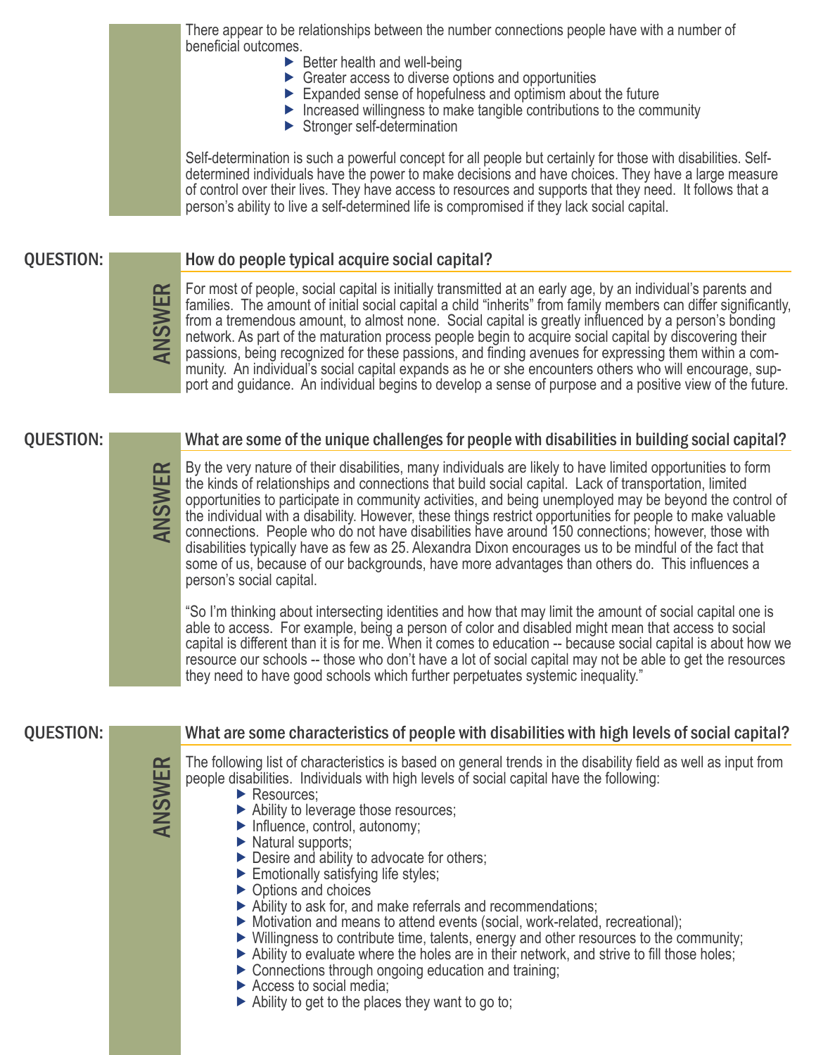There appear to be relationships between the number connections people have with a number of beneficial outcomes.

- Better health and well-being
- Greater access to diverse options and opportunities
- Expanded sense of hopefulness and optimism about the future
- Increased willingness to make tangible contributions to the community
- Stronger self-determination

Self-determination is such a powerful concept for all people but certainly for those with disabilities. Self-determined individuals have the power to make decisions and have choices. They have a large measure of control over their lives. They have access to resources and supports that they need. It follows that a person's ability to live a self-determined life is compromised if they lack social capital.

## QUESTION: How do people typical acquire social capital?

**ANSWER**

For most of people, social capital is initially transmitted at an early age, by an individual's parents and families. The amount of initial social capital a child "inherits" from family members can differ significantly, from a tremendous amount, to almost none. Social capital is greatly influenced by a person's bonding network. As part of the maturation process people begin to acquire social capital by discovering their passions, being recognized for these passions, and finding avenues for expressing them within a community. An individual's social capital expands as he or she encounters others who will encourage, support and guidance. An individual begins to develop a sense of purpose and a positive view of the future.

## QUESTION: What are some of the unique challenges for people with disabilities in building social capital?

**ANSWER**

By the very nature of their disabilities, many individuals are likely to have limited opportunities to form the kinds of relationships and connections that build social capital. Lack of transportation, limited opportunities to participate in community activities, and being unemployed may be beyond the control of the individual with a disability. However, these things restrict opportunities for people to make valuable connections. People who do not have disabilities have around 150 connections; however, those with disabilities typically have as few as 25. Alexandra Dixon encourages us to be mindful of the fact that some of us, because of our backgrounds, have more advantages than others do. This influences a person's social capital.

"So I'm thinking about intersecting identities and how that may limit the amount of social capital one is able to access. For example, being a person of color and disabled might mean that access to social capital is different than it is for me. When it comes to education -- because social capital is about how we resource our schools -- those who don't have a lot of social capital may not be able to get the resources they need to have good schools which further perpetuates systemic inequality."

## QUESTION: What are some characteristics of people with disabilities with high levels of social capital?

**ANSWER**

The following list of characteristics is based on general trends in the disability field as well as input from people disabilities. Individuals with high levels of social capital have the following:

- Resources;
- Ability to leverage those resources;
- Influence, control, autonomy;
- Natural supports;
- Desire and ability to advocate for others;
- Emotionally satisfying life styles;
- Options and choices
- Ability to ask for, and make referrals and recommendations;
- Motivation and means to attend events (social, work-related, recreational);
- Willingness to contribute time, talents, energy and other resources to the community;
- Ability to evaluate where the holes are in their network, and strive to fill those holes;
- Connections through ongoing education and training;
- Access to social media;
- Ability to get to the places they want to go to;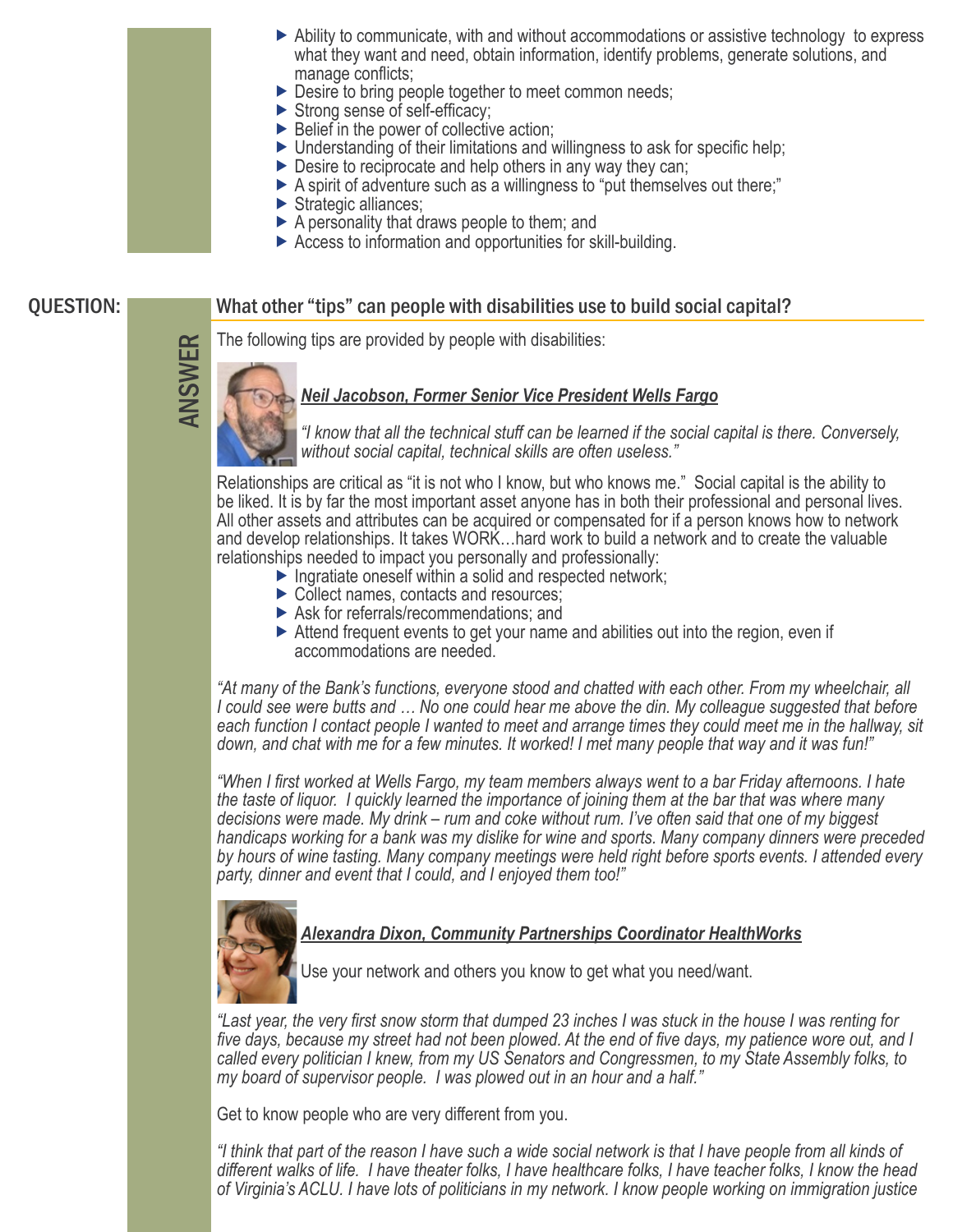- Ability to communicate, with and without accommodations or assistive technology to express what they want and need, obtain information, identify problems, generate solutions, and manage conflicts;
- Desire to bring people together to meet common needs;
- Strong sense of self-efficacy;
- Belief in the power of collective action;
- Understanding of their limitations and willingness to ask for specific help;
- Desire to reciprocate and help others in any way they can;
- A spirit of adventure such as a willingness to "put themselves out there;"
- Strategic alliances;
- A personality that draws people to them; and
- Access to information and opportunities for skill-building.

**QUESTION:** What other "tips" can people with disabilities use to build social capital?

**ANSWER**

The following tips are provided by people with disabilities:

***Neil Jacobson, Former Senior Vice President Wells Fargo***

*"I know that all the technical stuff can be learned if the social capital is there. Conversely, without social capital, technical skills are often useless."*

Relationships are critical as "it is not who I know, but who knows me." Social capital is the ability to be liked. It is by far the most important asset anyone has in both their professional and personal lives. All other assets and attributes can be acquired or compensated for if a person knows how to network and develop relationships. It takes WORK…hard work to build a network and to create the valuable relationships needed to impact you personally and professionally:

- Ingratiate oneself within a solid and respected network;
- Collect names, contacts and resources;
- Ask for referrals/recommendations; and
- Attend frequent events to get your name and abilities out into the region, even if accommodations are needed.

*"At many of the Bank's functions, everyone stood and chatted with each other. From my wheelchair, all I could see were butts and … No one could hear me above the din. My colleague suggested that before each function I contact people I wanted to meet and arrange times they could meet me in the hallway, sit down, and chat with me for a few minutes. It worked! I met many people that way and it was fun!"*

*"When I first worked at Wells Fargo, my team members always went to a bar Friday afternoons. I hate the taste of liquor. I quickly learned the importance of joining them at the bar that was where many decisions were made. My drink – rum and coke without rum. I've often said that one of my biggest handicaps working for a bank was my dislike for wine and sports. Many company dinners were preceded by hours of wine tasting. Many company meetings were held right before sports events. I attended every party, dinner and event that I could, and I enjoyed them too!"*

***Alexandra Dixon, Community Partnerships Coordinator HealthWorks***

Use your network and others you know to get what you need/want.

*"Last year, the very first snow storm that dumped 23 inches I was stuck in the house I was renting for five days, because my street had not been plowed. At the end of five days, my patience wore out, and I called every politician I knew, from my US Senators and Congressmen, to my State Assembly folks, to my board of supervisor people. I was plowed out in an hour and a half."*

Get to know people who are very different from you.

*"I think that part of the reason I have such a wide social network is that I have people from all kinds of different walks of life. I have theater folks, I have healthcare folks, I have teacher folks, I know the head of Virginia's ACLU. I have lots of politicians in my network. I know people working on immigration justice*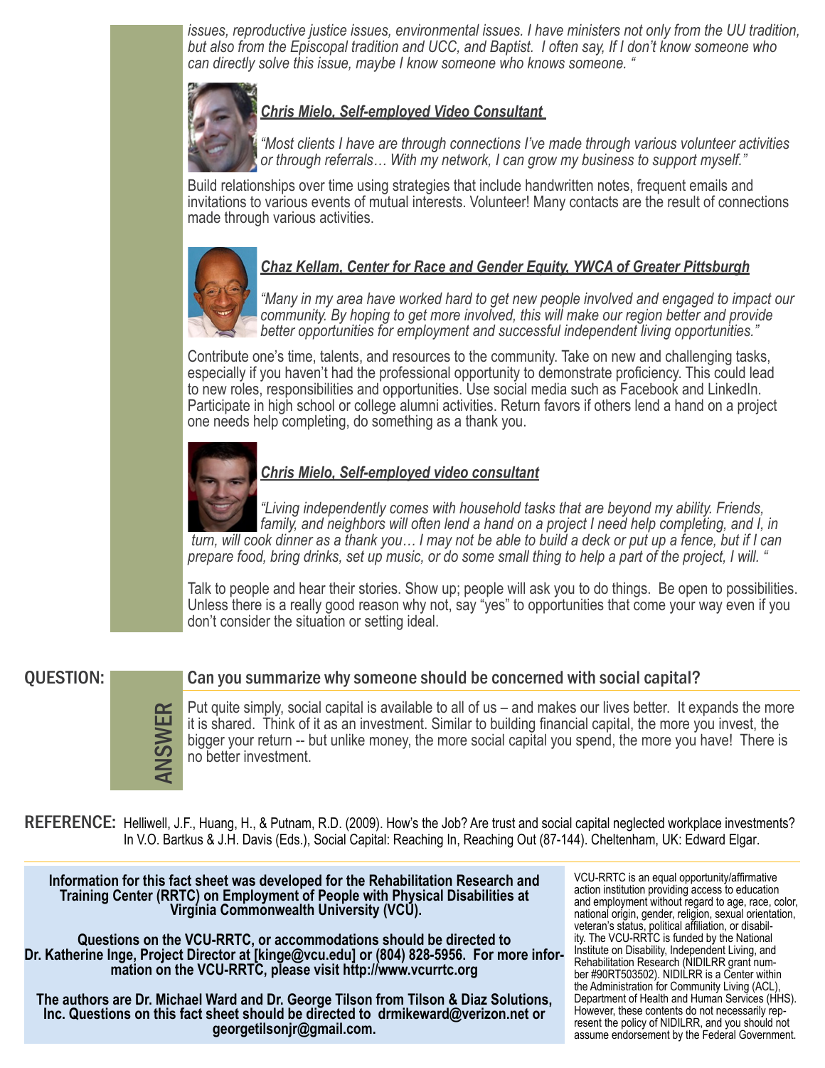*issues, reproductive justice issues, environmental issues. I have ministers not only from the UU tradition, but also from the Episcopal tradition and UCC, and Baptist. I often say, If I don't know someone who can directly solve this issue, maybe I know someone who knows someone. "*

***Chris Mielo, Self-employed Video Consultant***

*"Most clients I have are through connections I've made through various volunteer activities or through referrals… With my network, I can grow my business to support myself."*

Build relationships over time using strategies that include handwritten notes, frequent emails and invitations to various events of mutual interests. Volunteer! Many contacts are the result of connections made through various activities.

***Chaz Kellam, Center for Race and Gender Equity, YWCA of Greater Pittsburgh***

*"Many in my area have worked hard to get new people involved and engaged to impact our community. By hoping to get more involved, this will make our region better and provide better opportunities for employment and successful independent living opportunities."*

Contribute one's time, talents, and resources to the community. Take on new and challenging tasks, especially if you haven't had the professional opportunity to demonstrate proficiency. This could lead to new roles, responsibilities and opportunities. Use social media such as Facebook and LinkedIn. Participate in high school or college alumni activities. Return favors if others lend a hand on a project one needs help completing, do something as a thank you.

***Chris Mielo, Self-employed video consultant***

*"Living independently comes with household tasks that are beyond my ability. Friends, family, and neighbors will often lend a hand on a project I need help completing, and I, in turn, will cook dinner as a thank you… I may not be able to build a deck or put up a fence, but if I can prepare food, bring drinks, set up music, or do some small thing to help a part of the project, I will. "*

Talk to people and hear their stories. Show up; people will ask you to do things. Be open to possibilities. Unless there is a really good reason why not, say "yes" to opportunities that come your way even if you don't consider the situation or setting ideal.

## QUESTION: Can you summarize why someone should be concerned with social capital?

**ANSWER**

Put quite simply, social capital is available to all of us – and makes our lives better. It expands the more it is shared. Think of it as an investment. Similar to building financial capital, the more you invest, the bigger your return -- but unlike money, the more social capital you spend, the more you have! There is no better investment.

**REFERENCE:** Helliwell, J.F., Huang, H., & Putnam, R.D. (2009). How's the Job? Are trust and social capital neglected workplace investments? In V.O. Bartkus & J.H. Davis (Eds.), Social Capital: Reaching In, Reaching Out (87-144). Cheltenham, UK: Edward Elgar.

**Information for this fact sheet was developed for the Rehabilitation Research and Training Center (RRTC) on Employment of People with Physical Disabilities at Virginia Commonwealth University (VCU).**

**Questions on the VCU-RRTC, or accommodations should be directed to Dr. Katherine Inge, Project Director at [kinge@vcu.edu] or (804) 828-5956. For more information on the VCU-RRTC, please visit http://www.vcurrtc.org**

**The authors are Dr. Michael Ward and Dr. George Tilson from Tilson & Diaz Solutions, Inc. Questions on this fact sheet should be directed to drmikeward@verizon.net or georgetilsonjr@gmail.com.**

VCU-RRTC is an equal opportunity/affirmative action institution providing access to education and employment without regard to age, race, color, national origin, gender, religion, sexual orientation, veteran's status, political affiliation, or disability. The VCU-RRTC is funded by the National Institute on Disability, Independent Living, and Rehabilitation Research (NIDILRR grant number #90RT503502). NIDILRR is a Center within the Administration for Community Living (ACL), Department of Health and Human Services (HHS). However, these contents do not necessarily represent the policy of NIDILRR, and you should not assume endorsement by the Federal Government.